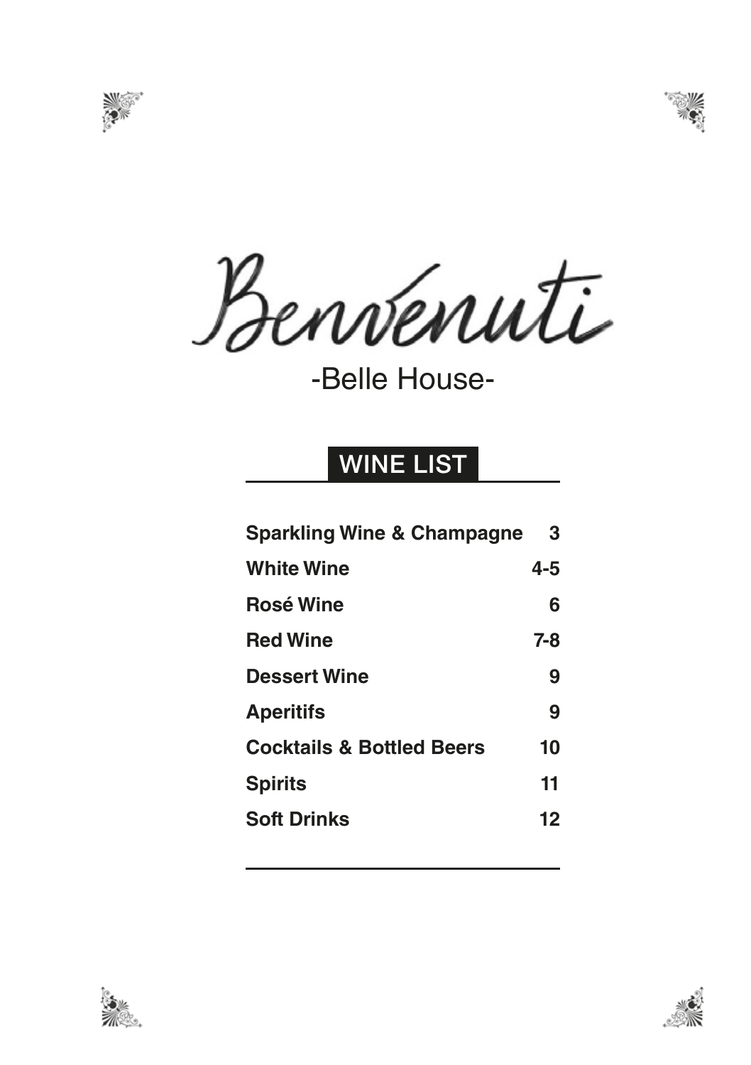# Benvenuti

-Belle House-

## WINE LIST

| | |
|---|---|
| **Sparkling Wine & Champagne** | **3** |
| **White Wine** | **4-5** |
| **Rosé Wine** | **6** |
| **Red Wine** | **7-8** |
| **Dessert Wine** | **9** |
| **Aperitifs** | **9** |
| **Cocktails & Bottled Beers** | **10** |
| **Spirits** | **11** |
| **Soft Drinks** | **12** |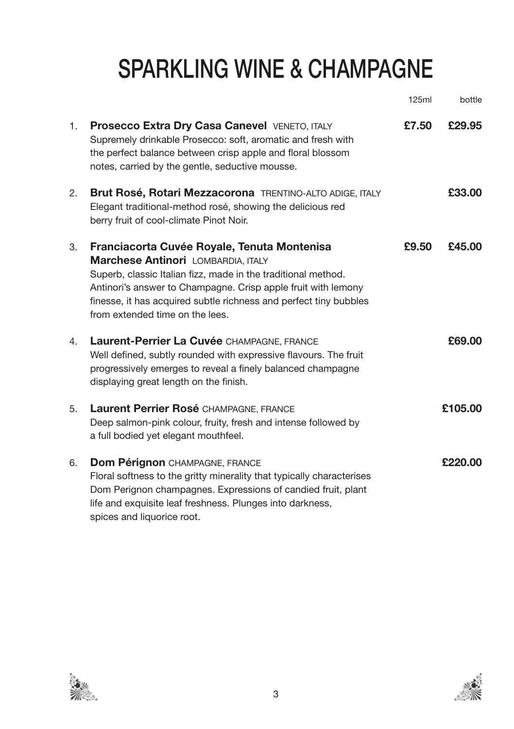# SPARKLING WINE & CHAMPAGNE

| | | 125ml | bottle |
|---|---|---|---|
| 1. | **Prosecco Extra Dry Casa Canevel** VENETO, ITALY<br>Supremely drinkable Prosecco: soft, aromatic and fresh with the perfect balance between crisp apple and floral blossom notes, carried by the gentle, seductive mousse. | **£7.50** | **£29.95** |
| 2. | **Brut Rosé, Rotari Mezzacorona** TRENTINO-ALTO ADIGE, ITALY<br>Elegant traditional-method rosé, showing the delicious red berry fruit of cool-climate Pinot Noir. | | **£33.00** |
| 3. | **Franciacorta Cuvée Royale, Tenuta Montenisa Marchese Antinori** LOMBARDIA, ITALY<br>Superb, classic Italian fizz, made in the traditional method. Antinori's answer to Champagne. Crisp apple fruit with lemony finesse, it has acquired subtle richness and perfect tiny bubbles from extended time on the lees. | **£9.50** | **£45.00** |
| 4. | **Laurent-Perrier La Cuvée** CHAMPAGNE, FRANCE<br>Well defined, subtly rounded with expressive flavours. The fruit progressively emerges to reveal a finely balanced champagne displaying great length on the finish. | | **£69.00** |
| 5. | **Laurent Perrier Rosé** CHAMPAGNE, FRANCE<br>Deep salmon-pink colour, fruity, fresh and intense followed by a full bodied yet elegant mouthfeel. | | **£105.00** |
| 6. | **Dom Pérignon** CHAMPAGNE, FRANCE<br>Floral softness to the gritty minerality that typically characterises Dom Perignon champagnes. Expressions of candied fruit, plant life and exquisite leaf freshness. Plunges into darkness, spices and liquorice root. | | **£220.00** |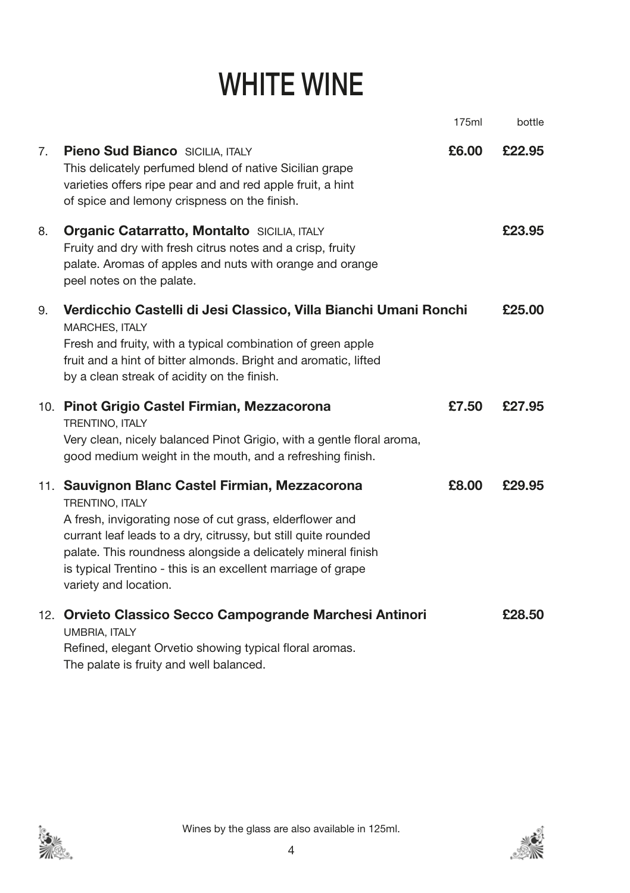# WHITE WINE

| | | 175ml | bottle |
|---|---|---|---|
| 7. | **Pieno Sud Bianco** SICILIA, ITALY<br>This delicately perfumed blend of native Sicilian grape varieties offers ripe pear and and red apple fruit, a hint of spice and lemony crispness on the finish. | **£6.00** | **£22.95** |
| 8. | **Organic Catarratto, Montalto** SICILIA, ITALY<br>Fruity and dry with fresh citrus notes and a crisp, fruity palate. Aromas of apples and nuts with orange and orange peel notes on the palate. | | **£23.95** |
| 9. | **Verdicchio Castelli di Jesi Classico, Villa Bianchi Umani Ronchi**<br>MARCHES, ITALY<br>Fresh and fruity, with a typical combination of green apple fruit and a hint of bitter almonds. Bright and aromatic, lifted by a clean streak of acidity on the finish. | | **£25.00** |
| 10. | **Pinot Grigio Castel Firmian, Mezzacorona**<br>TRENTINO, ITALY<br>Very clean, nicely balanced Pinot Grigio, with a gentle floral aroma, good medium weight in the mouth, and a refreshing finish. | **£7.50** | **£27.95** |
| 11. | **Sauvignon Blanc Castel Firmian, Mezzacorona**<br>TRENTINO, ITALY<br>A fresh, invigorating nose of cut grass, elderflower and currant leaf leads to a dry, citrussy, but still quite rounded palate. This roundness alongside a delicately mineral finish is typical Trentino - this is an excellent marriage of grape variety and location. | **£8.00** | **£29.95** |
| 12. | **Orvieto Classico Secco Campogrande Marchesi Antinori**<br>UMBRIA, ITALY<br>Refined, elegant Orvetio showing typical floral aromas. The palate is fruity and well balanced. | | **£28.50** |

Wines by the glass are also available in 125ml.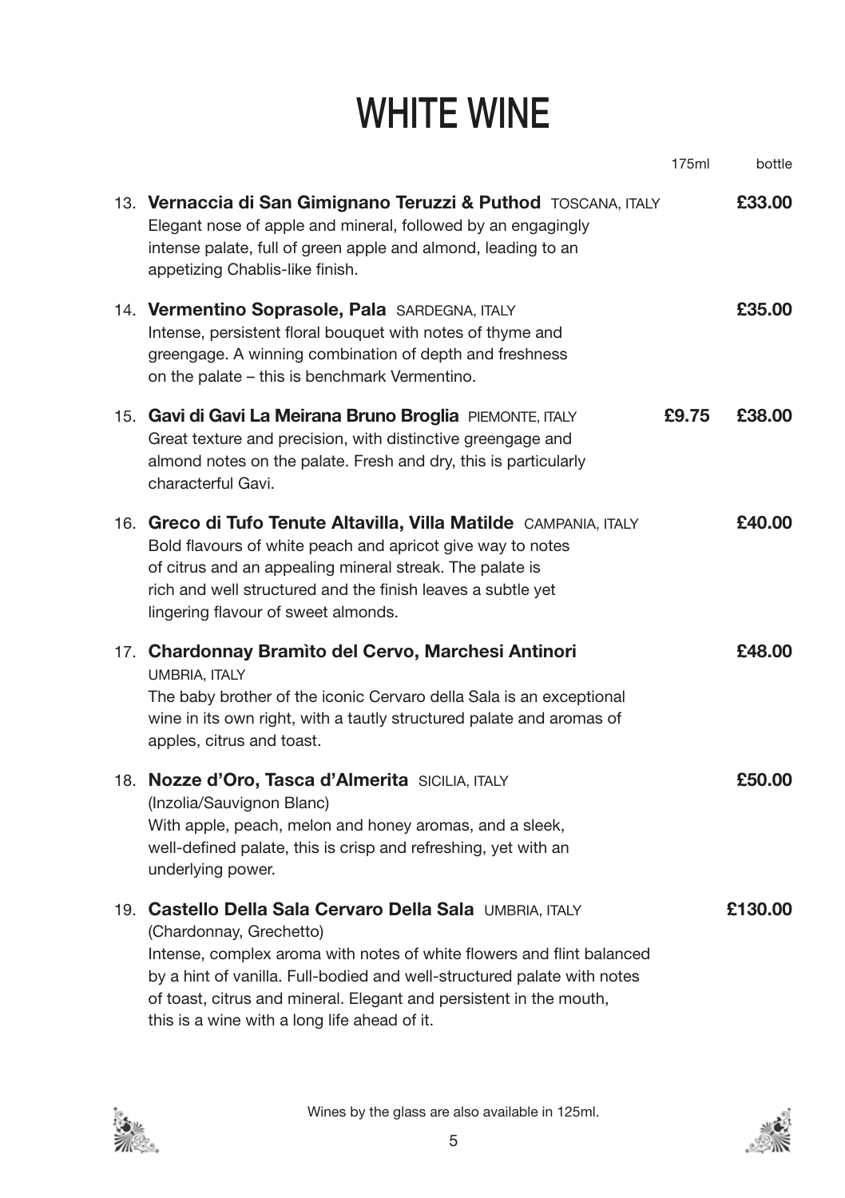# WHITE WINE

| | 175ml | bottle |
|---|---|---|
| 13. **Vernaccia di San Gimignano Teruzzi & Puthod** TOSCANA, ITALY<br>Elegant nose of apple and mineral, followed by an engagingly intense palate, full of green apple and almond, leading to an appetizing Chablis-like finish. | | **£33.00** |
| 14. **Vermentino Soprasole, Pala** SARDEGNA, ITALY<br>Intense, persistent floral bouquet with notes of thyme and greengage. A winning combination of depth and freshness on the palate – this is benchmark Vermentino. | | **£35.00** |
| 15. **Gavi di Gavi La Meirana Bruno Broglia** PIEMONTE, ITALY<br>Great texture and precision, with distinctive greengage and almond notes on the palate. Fresh and dry, this is particularly characterful Gavi. | **£9.75** | **£38.00** |
| 16. **Greco di Tufo Tenute Altavilla, Villa Matilde** CAMPANIA, ITALY<br>Bold flavours of white peach and apricot give way to notes of citrus and an appealing mineral streak. The palate is rich and well structured and the finish leaves a subtle yet lingering flavour of sweet almonds. | | **£40.00** |
| 17. **Chardonnay Bramìto del Cervo, Marchesi Antinori** UMBRIA, ITALY<br>The baby brother of the iconic Cervaro della Sala is an exceptional wine in its own right, with a tautly structured palate and aromas of apples, citrus and toast. | | **£48.00** |
| 18. **Nozze d'Oro, Tasca d'Almerita** SICILIA, ITALY<br>(Inzolia/Sauvignon Blanc)<br>With apple, peach, melon and honey aromas, and a sleek, well-defined palate, this is crisp and refreshing, yet with an underlying power. | | **£50.00** |
| 19. **Castello Della Sala Cervaro Della Sala** UMBRIA, ITALY<br>(Chardonnay, Grechetto)<br>Intense, complex aroma with notes of white flowers and flint balanced by a hint of vanilla. Full-bodied and well-structured palate with notes of toast, citrus and mineral. Elegant and persistent in the mouth, this is a wine with a long life ahead of it. | | **£130.00** |

Wines by the glass are also available in 125ml.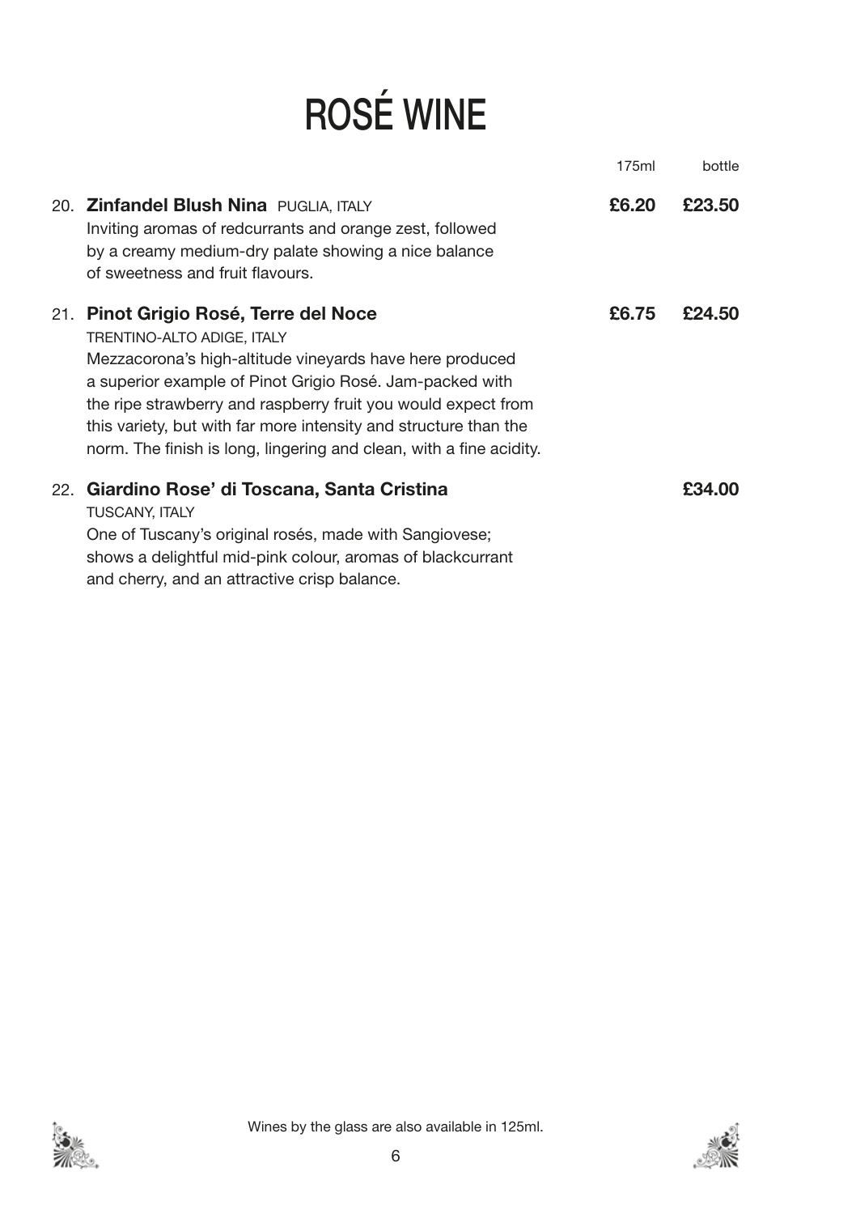# ROSÉ WINE

| | 175ml | bottle |
|---|---|---|
| 20. **Zinfandel Blush Nina** PUGLIA, ITALY<br>Inviting aromas of redcurrants and orange zest, followed by a creamy medium-dry palate showing a nice balance of sweetness and fruit flavours. | **£6.20** | **£23.50** |
| 21. **Pinot Grigio Rosé, Terre del Noce**<br>TRENTINO-ALTO ADIGE, ITALY<br>Mezzacorona's high-altitude vineyards have here produced a superior example of Pinot Grigio Rosé. Jam-packed with the ripe strawberry and raspberry fruit you would expect from this variety, but with far more intensity and structure than the norm. The finish is long, lingering and clean, with a fine acidity. | **£6.75** | **£24.50** |
| 22. **Giardino Rose' di Toscana, Santa Cristina**<br>TUSCANY, ITALY<br>One of Tuscany's original rosés, made with Sangiovese; shows a delightful mid-pink colour, aromas of blackcurrant and cherry, and an attractive crisp balance. | | **£34.00** |

Wines by the glass are also available in 125ml.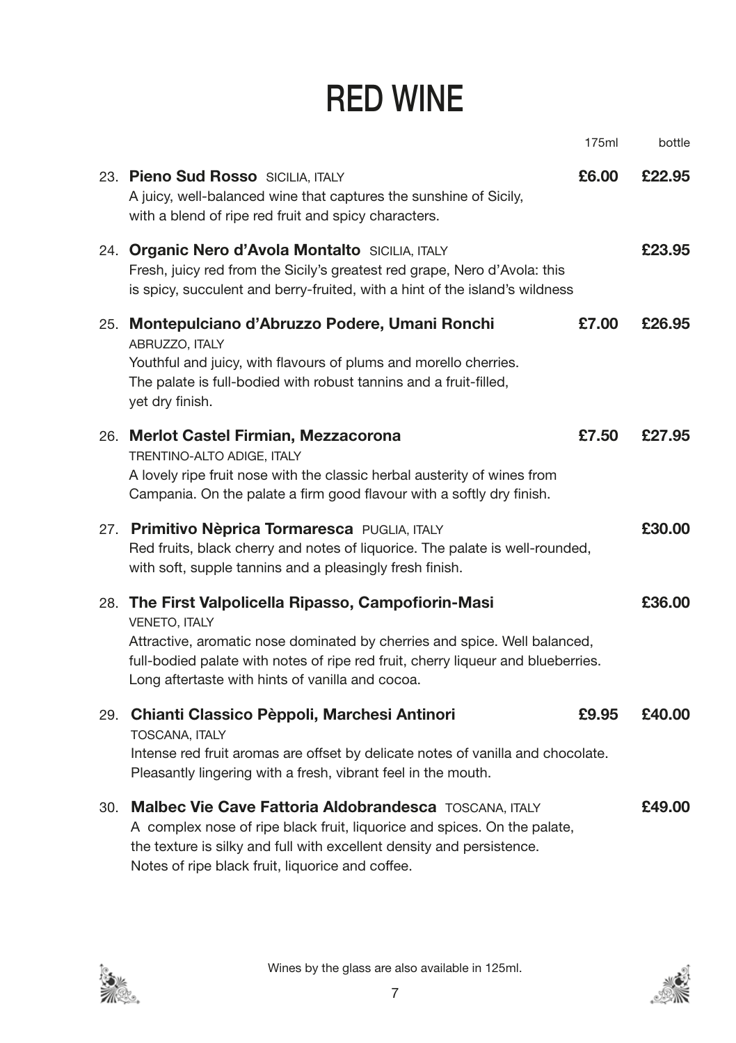# RED WINE

| | 175ml | bottle |
|---|---|---|
| 23. **Pieno Sud Rosso** SICILIA, ITALY<br>A juicy, well-balanced wine that captures the sunshine of Sicily, with a blend of ripe red fruit and spicy characters. | **£6.00** | **£22.95** |
| 24. **Organic Nero d'Avola Montalto** SICILIA, ITALY<br>Fresh, juicy red from the Sicily's greatest red grape, Nero d'Avola: this is spicy, succulent and berry-fruited, with a hint of the island's wildness | | **£23.95** |
| 25. **Montepulciano d'Abruzzo Podere, Umani Ronchi** ABRUZZO, ITALY<br>Youthful and juicy, with flavours of plums and morello cherries. The palate is full-bodied with robust tannins and a fruit-filled, yet dry finish. | **£7.00** | **£26.95** |
| 26. **Merlot Castel Firmian, Mezzacorona** TRENTINO-ALTO ADIGE, ITALY<br>A lovely ripe fruit nose with the classic herbal austerity of wines from Campania. On the palate a firm good flavour with a softly dry finish. | **£7.50** | **£27.95** |
| 27. **Primitivo Nèprica Tormaresca** PUGLIA, ITALY<br>Red fruits, black cherry and notes of liquorice. The palate is well-rounded, with soft, supple tannins and a pleasingly fresh finish. | | **£30.00** |
| 28. **The First Valpolicella Ripasso, Campofiorin-Masi** VENETO, ITALY<br>Attractive, aromatic nose dominated by cherries and spice. Well balanced, full-bodied palate with notes of ripe red fruit, cherry liqueur and blueberries. Long aftertaste with hints of vanilla and cocoa. | | **£36.00** |
| 29. **Chianti Classico Pèppoli, Marchesi Antinori** TOSCANA, ITALY<br>Intense red fruit aromas are offset by delicate notes of vanilla and chocolate. Pleasantly lingering with a fresh, vibrant feel in the mouth. | **£9.95** | **£40.00** |
| 30. **Malbec Vie Cave Fattoria Aldobrandesca** TOSCANA, ITALY<br>A complex nose of ripe black fruit, liquorice and spices. On the palate, the texture is silky and full with excellent density and persistence. Notes of ripe black fruit, liquorice and coffee. | | **£49.00** |

Wines by the glass are also available in 125ml.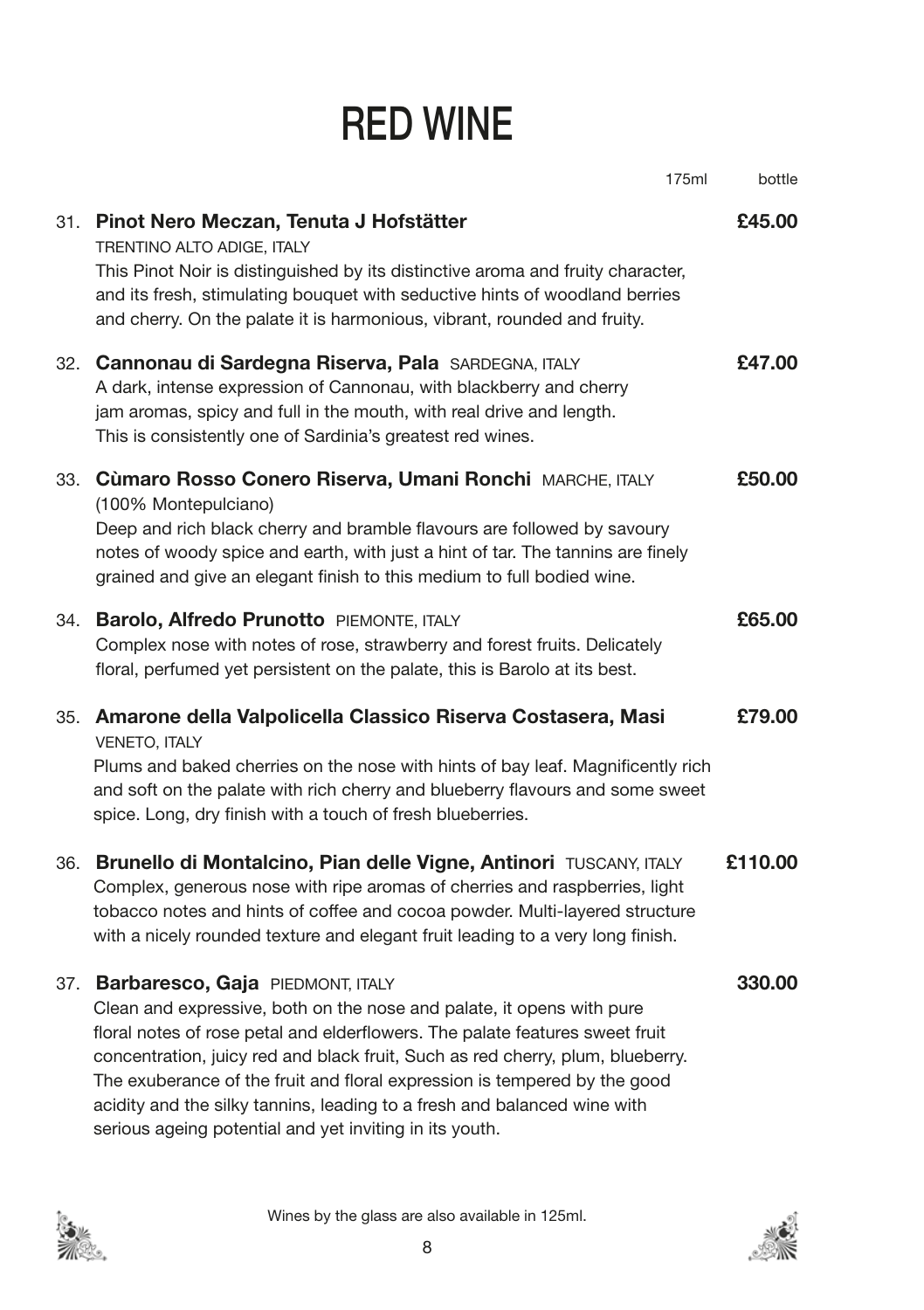# RED WINE

175ml | bottle

31. **Pinot Nero Meczan, Tenuta J Hofstätter** — **£45.00**
TRENTINO ALTO ADIGE, ITALY
This Pinot Noir is distinguished by its distinctive aroma and fruity character, and its fresh, stimulating bouquet with seductive hints of woodland berries and cherry. On the palate it is harmonious, vibrant, rounded and fruity.

32. **Cannonau di Sardegna Riserva, Pala** SARDEGNA, ITALY — **£47.00**
A dark, intense expression of Cannonau, with blackberry and cherry jam aromas, spicy and full in the mouth, with real drive and length. This is consistently one of Sardinia's greatest red wines.

33. **Cùmaro Rosso Conero Riserva, Umani Ronchi** MARCHE, ITALY — **£50.00**
(100% Montepulciano)
Deep and rich black cherry and bramble flavours are followed by savoury notes of woody spice and earth, with just a hint of tar. The tannins are finely grained and give an elegant finish to this medium to full bodied wine.

34. **Barolo, Alfredo Prunotto** PIEMONTE, ITALY — **£65.00**
Complex nose with notes of rose, strawberry and forest fruits. Delicately floral, perfumed yet persistent on the palate, this is Barolo at its best.

35. **Amarone della Valpolicella Classico Riserva Costasera, Masi** — **£79.00**
VENETO, ITALY
Plums and baked cherries on the nose with hints of bay leaf. Magnificently rich and soft on the palate with rich cherry and blueberry flavours and some sweet spice. Long, dry finish with a touch of fresh blueberries.

36. **Brunello di Montalcino, Pian delle Vigne, Antinori** TUSCANY, ITALY — **£110.00**
Complex, generous nose with ripe aromas of cherries and raspberries, light tobacco notes and hints of coffee and cocoa powder. Multi-layered structure with a nicely rounded texture and elegant fruit leading to a very long finish.

37. **Barbaresco, Gaja** PIEDMONT, ITALY — **330.00**
Clean and expressive, both on the nose and palate, it opens with pure floral notes of rose petal and elderflowers. The palate features sweet fruit concentration, juicy red and black fruit, Such as red cherry, plum, blueberry. The exuberance of the fruit and floral expression is tempered by the good acidity and the silky tannins, leading to a fresh and balanced wine with serious ageing potential and yet inviting in its youth.

Wines by the glass are also available in 125ml.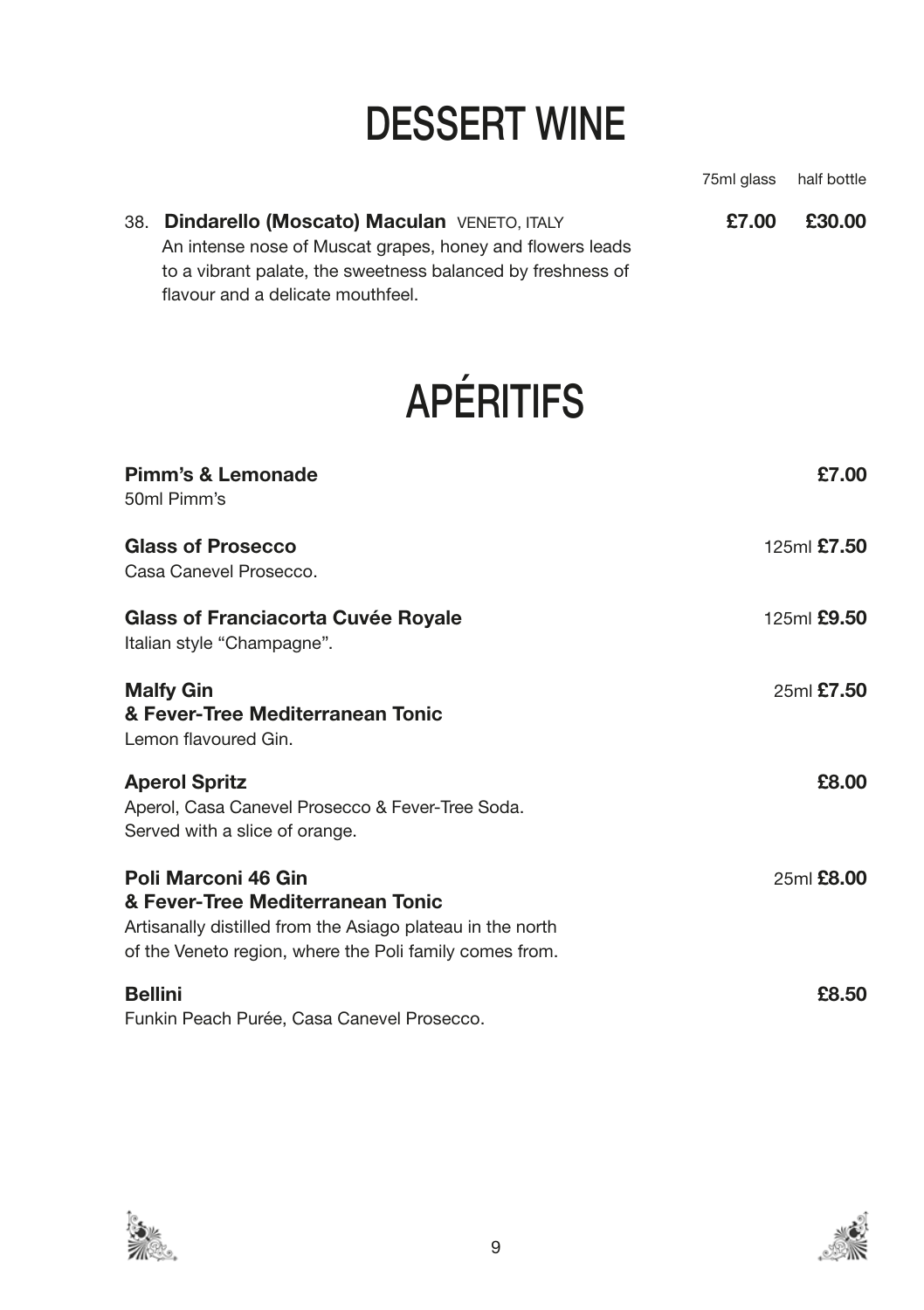# DESSERT WINE

| | 75ml glass | half bottle |
|---|---|---|
| 38. **Dindarello (Moscato) Maculan** VENETO, ITALY<br>An intense nose of Muscat grapes, honey and flowers leads to a vibrant palate, the sweetness balanced by freshness of flavour and a delicate mouthfeel. | **£7.00** | **£30.00** |

# APÉRITIFS

**Pimm's & Lemonade** — **£7.00**
50ml Pimm's

**Glass of Prosecco** — 125ml **£7.50**
Casa Canevel Prosecco.

**Glass of Franciacorta Cuvée Royale** — 125ml **£9.50**
Italian style "Champagne".

**Malfy Gin**
**& Fever-Tree Mediterranean Tonic** — 25ml **£7.50**
Lemon flavoured Gin.

**Aperol Spritz** — **£8.00**
Aperol, Casa Canevel Prosecco & Fever-Tree Soda.
Served with a slice of orange.

**Poli Marconi 46 Gin**
**& Fever-Tree Mediterranean Tonic** — 25ml **£8.00**
Artisanally distilled from the Asiago plateau in the north of the Veneto region, where the Poli family comes from.

**Bellini** — **£8.50**
Funkin Peach Purée, Casa Canevel Prosecco.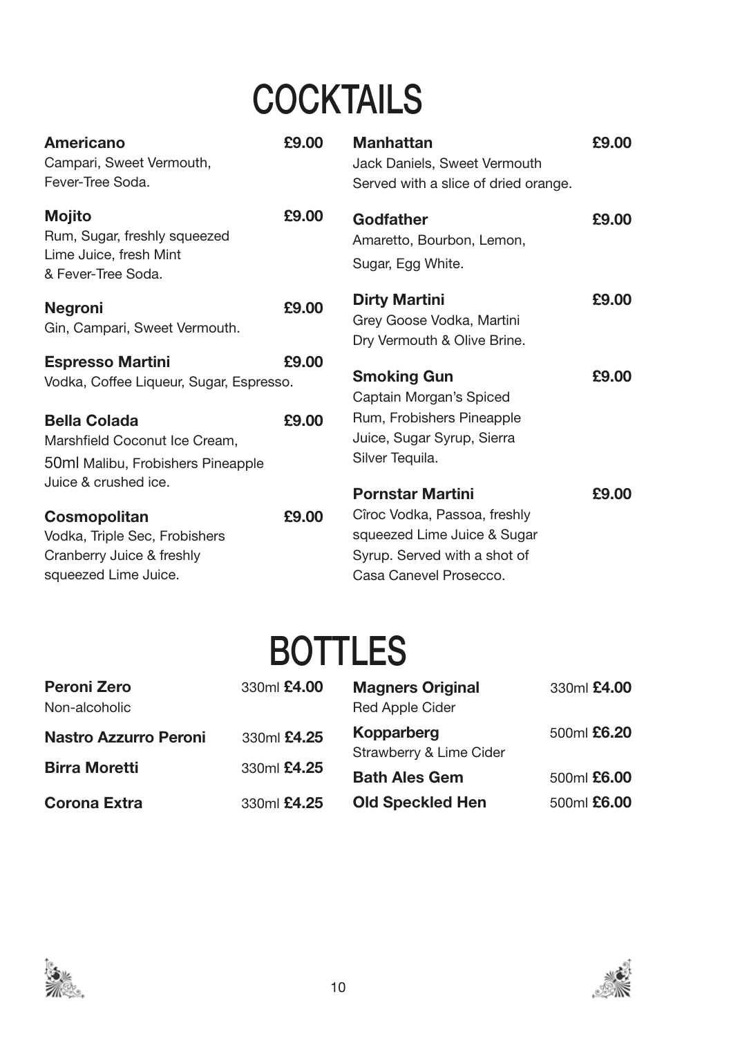# COCKTAILS

**Americano** **£9.00**
Campari, Sweet Vermouth, Fever-Tree Soda.

**Mojito** **£9.00**
Rum, Sugar, freshly squeezed Lime Juice, fresh Mint & Fever-Tree Soda.

**Negroni** **£9.00**
Gin, Campari, Sweet Vermouth.

**Espresso Martini** **£9.00**
Vodka, Coffee Liqueur, Sugar, Espresso.

**Bella Colada** **£9.00**
Marshfield Coconut Ice Cream, 50ml Malibu, Frobishers Pineapple Juice & crushed ice.

**Cosmopolitan** **£9.00**
Vodka, Triple Sec, Frobishers Cranberry Juice & freshly squeezed Lime Juice.

**Manhattan** **£9.00**
Jack Daniels, Sweet Vermouth Served with a slice of dried orange.

**Godfather** **£9.00**
Amaretto, Bourbon, Lemon, Sugar, Egg White.

**Dirty Martini** **£9.00**
Grey Goose Vodka, Martini Dry Vermouth & Olive Brine.

**Smoking Gun** **£9.00**
Captain Morgan's Spiced Rum, Frobishers Pineapple Juice, Sugar Syrup, Sierra Silver Tequila.

**Pornstar Martini** **£9.00**
Cîroc Vodka, Passoa, freshly squeezed Lime Juice & Sugar Syrup. Served with a shot of Casa Canevel Prosecco.

# BOTTLES

**Peroni Zero** 330ml **£4.00**
Non-alcoholic

**Nastro Azzurro Peroni** 330ml **£4.25**

**Birra Moretti** 330ml **£4.25**

**Corona Extra** 330ml **£4.25**

**Magners Original** 330ml **£4.00**
Red Apple Cider

**Kopparberg** 500ml **£6.20**
Strawberry & Lime Cider

**Bath Ales Gem** 500ml **£6.00**

**Old Speckled Hen** 500ml **£6.00**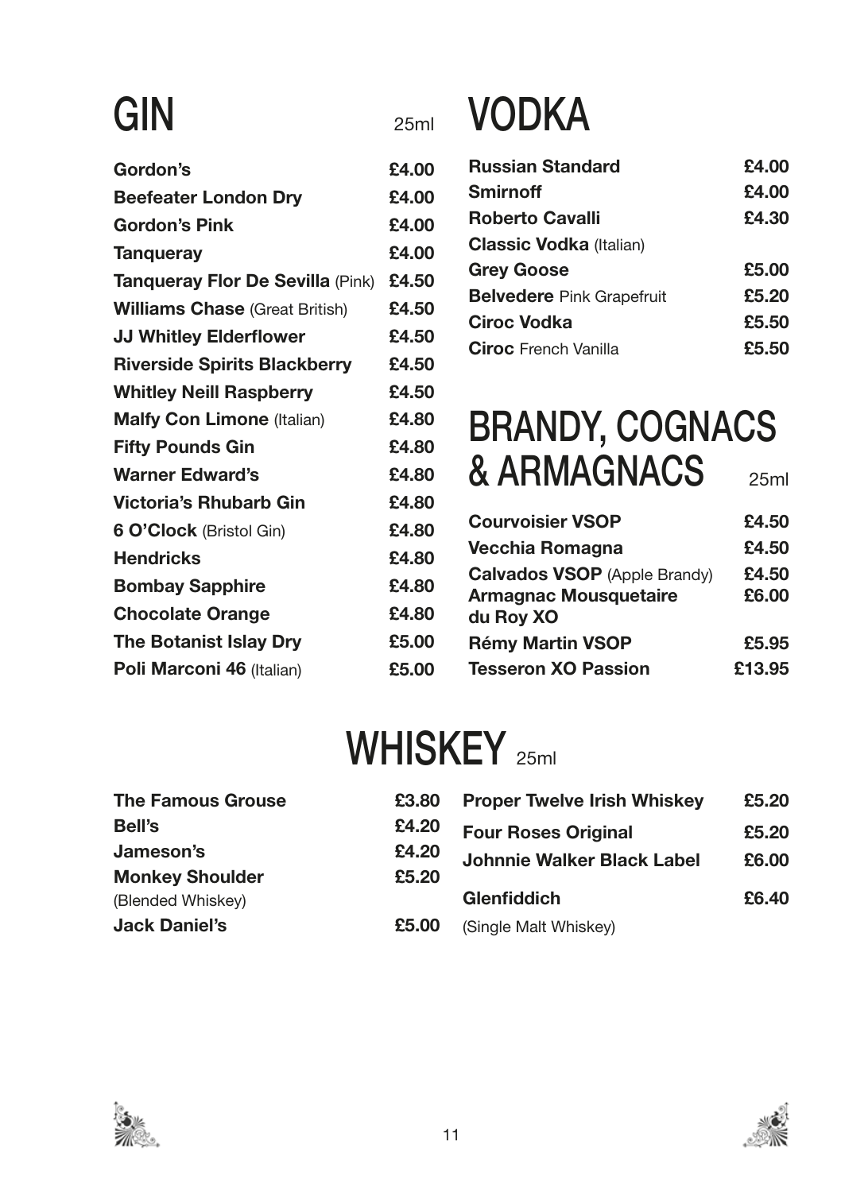# GIN

25ml

| | |
|---|---|
| **Gordon's** | **£4.00** |
| **Beefeater London Dry** | **£4.00** |
| **Gordon's Pink** | **£4.00** |
| **Tanqueray** | **£4.00** |
| **Tanqueray Flor De Sevilla** (Pink) | **£4.50** |
| **Williams Chase** (Great British) | **£4.50** |
| **JJ Whitley Elderflower** | **£4.50** |
| **Riverside Spirits Blackberry** | **£4.50** |
| **Whitley Neill Raspberry** | **£4.50** |
| **Malfy Con Limone** (Italian) | **£4.80** |
| **Fifty Pounds Gin** | **£4.80** |
| **Warner Edward's** | **£4.80** |
| **Victoria's Rhubarb Gin** | **£4.80** |
| **6 O'Clock** (Bristol Gin) | **£4.80** |
| **Hendricks** | **£4.80** |
| **Bombay Sapphire** | **£4.80** |
| **Chocolate Orange** | **£4.80** |
| **The Botanist Islay Dry** | **£5.00** |
| **Poli Marconi 46** (Italian) | **£5.00** |

# VODKA

| | |
|---|---|
| **Russian Standard** | **£4.00** |
| **Smirnoff** | **£4.00** |
| **Roberto Cavalli** | **£4.30** |
| **Classic Vodka** (Italian) | |
| **Grey Goose** | **£5.00** |
| **Belvedere** Pink Grapefruit | **£5.20** |
| **Ciroc Vodka** | **£5.50** |
| **Ciroc** French Vanilla | **£5.50** |

# BRANDY, COGNACS & ARMAGNACS

25ml

| | |
|---|---|
| **Courvoisier VSOP** | **£4.50** |
| **Vecchia Romagna** | **£4.50** |
| **Calvados VSOP** (Apple Brandy) | **£4.50** |
| **Armagnac Mousquetaire du Roy XO** | **£6.00** |
| **Rémy Martin VSOP** | **£5.95** |
| **Tesseron XO Passion** | **£13.95** |

# WHISKEY

25ml

| | |
|---|---|
| **The Famous Grouse** | **£3.80** |
| **Bell's** | **£4.20** |
| **Jameson's** | **£4.20** |
| **Monkey Shoulder** (Blended Whiskey) | **£5.20** |
| **Jack Daniel's** | **£5.00** |
| **Proper Twelve Irish Whiskey** | **£5.20** |
| **Four Roses Original** | **£5.20** |
| **Johnnie Walker Black Label** | **£6.00** |
| **Glenfiddich** (Single Malt Whiskey) | **£6.40** |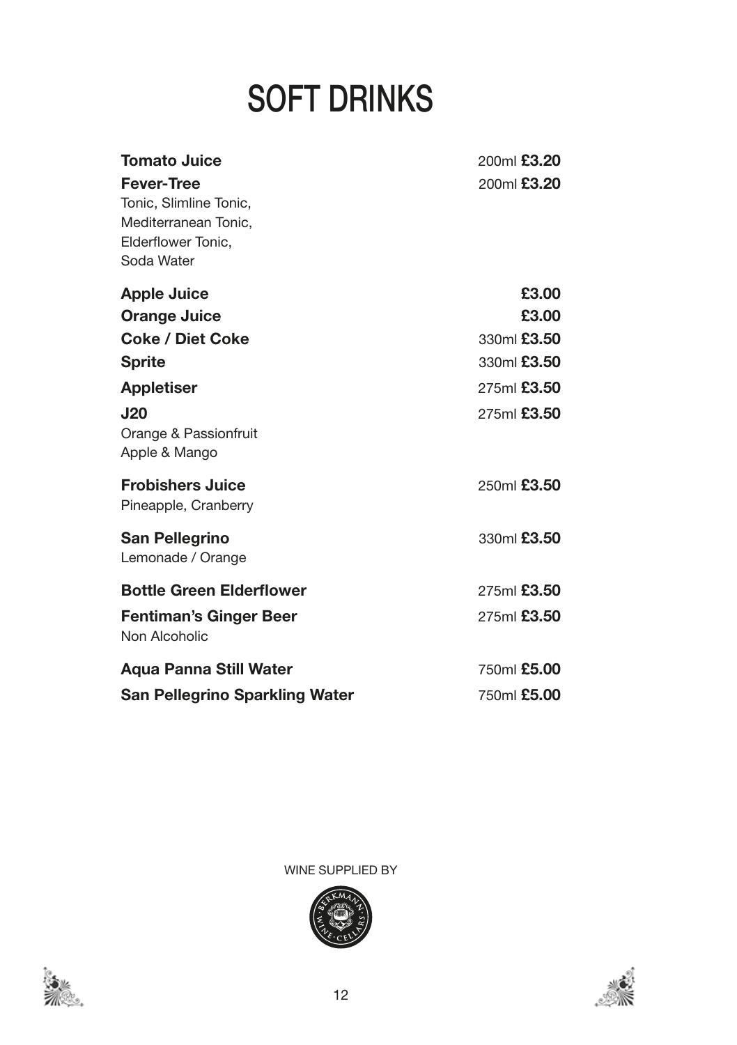# SOFT DRINKS

| | |
|---|---|
| **Tomato Juice** | 200ml **£3.20** |
| **Fever-Tree**<br>Tonic, Slimline Tonic,<br>Mediterranean Tonic,<br>Elderflower Tonic,<br>Soda Water | 200ml **£3.20** |
| **Apple Juice** | **£3.00** |
| **Orange Juice** | **£3.00** |
| **Coke / Diet Coke** | 330ml **£3.50** |
| **Sprite** | 330ml **£3.50** |
| **Appletiser** | 275ml **£3.50** |
| **J20**<br>Orange & Passionfruit<br>Apple & Mango | 275ml **£3.50** |
| **Frobishers Juice**<br>Pineapple, Cranberry | 250ml **£3.50** |
| **San Pellegrino**<br>Lemonade / Orange | 330ml **£3.50** |
| **Bottle Green Elderflower** | 275ml **£3.50** |
| **Fentiman's Ginger Beer**<br>Non Alcoholic | 275ml **£3.50** |
| **Aqua Panna Still Water** | 750ml **£5.00** |
| **San Pellegrino Sparkling Water** | 750ml **£5.00** |

WINE SUPPLIED BY

BERKMANN WINE CELLARS